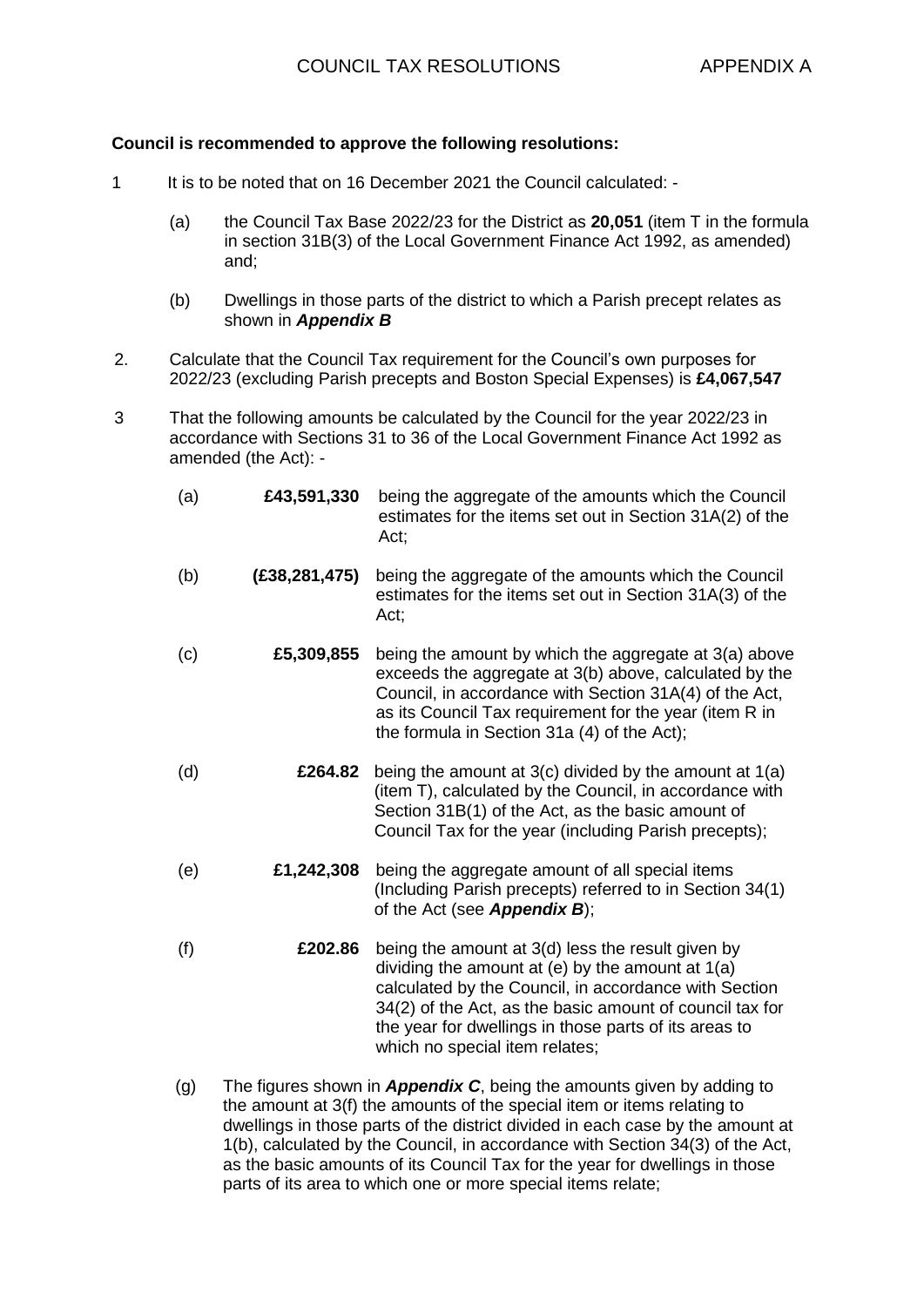# COUNCIL TAX RESOLUTIONS APPENDIX A

**Council is recommended to approve the following resolutions:**

1 It is to be noted that on 16 December 2021 the Council calculated: -

   (a) the Council Tax Base 2022/23 for the District as **20,051** (item T in the formula in section 31B(3) of the Local Government Finance Act 1992, as amended) and;

   (b) Dwellings in those parts of the district to which a Parish precept relates as shown in ***Appendix B***

2. Calculate that the Council Tax requirement for the Council's own purposes for 2022/23 (excluding Parish precepts and Boston Special Expenses) is **£4,067,547**

3 That the following amounts be calculated by the Council for the year 2022/23 in accordance with Sections 31 to 36 of the Local Government Finance Act 1992 as amended (the Act): -

| | | |
|---|---|---|
| (a) | **£43,591,330** | being the aggregate of the amounts which the Council estimates for the items set out in Section 31A(2) of the Act; |
| (b) | **(£38,281,475)** | being the aggregate of the amounts which the Council estimates for the items set out in Section 31A(3) of the Act; |
| (c) | **£5,309,855** | being the amount by which the aggregate at 3(a) above exceeds the aggregate at 3(b) above, calculated by the Council, in accordance with Section 31A(4) of the Act, as its Council Tax requirement for the year (item R in the formula in Section 31a (4) of the Act); |
| (d) | **£264.82** | being the amount at 3(c) divided by the amount at 1(a) (item T), calculated by the Council, in accordance with Section 31B(1) of the Act, as the basic amount of Council Tax for the year (including Parish precepts); |
| (e) | **£1,242,308** | being the aggregate amount of all special items (Including Parish precepts) referred to in Section 34(1) of the Act (see ***Appendix B***); |
| (f) | **£202.86** | being the amount at 3(d) less the result given by dividing the amount at (e) by the amount at 1(a) calculated by the Council, in accordance with Section 34(2) of the Act, as the basic amount of council tax for the year for dwellings in those parts of its areas to which no special item relates; |

   (g) The figures shown in ***Appendix C***, being the amounts given by adding to the amount at 3(f) the amounts of the special item or items relating to dwellings in those parts of the district divided in each case by the amount at 1(b), calculated by the Council, in accordance with Section 34(3) of the Act, as the basic amounts of its Council Tax for the year for dwellings in those parts of its area to which one or more special items relate;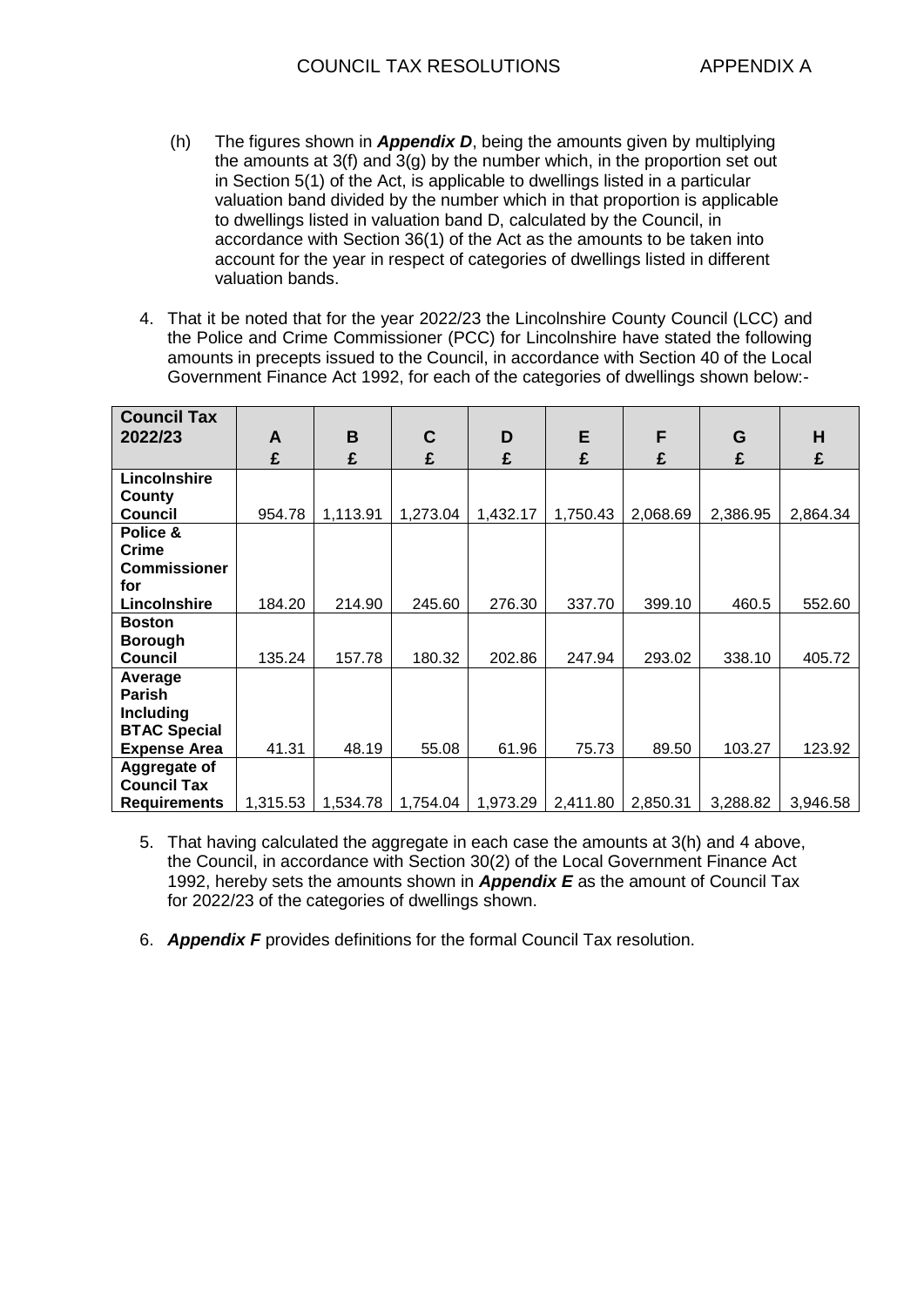(h) The figures shown in ***Appendix D***, being the amounts given by multiplying the amounts at 3(f) and 3(g) by the number which, in the proportion set out in Section 5(1) of the Act, is applicable to dwellings listed in a particular valuation band divided by the number which in that proportion is applicable to dwellings listed in valuation band D, calculated by the Council, in accordance with Section 36(1) of the Act as the amounts to be taken into account for the year in respect of categories of dwellings listed in different valuation bands.

4. That it be noted that for the year 2022/23 the Lincolnshire County Council (LCC) and the Police and Crime Commissioner (PCC) for Lincolnshire have stated the following amounts in precepts issued to the Council, in accordance with Section 40 of the Local Government Finance Act 1992, for each of the categories of dwellings shown below:-

| **Council Tax 2022/23** | **A** £ | **B** £ | **C** £ | **D** £ | **E** £ | **F** £ | **G** £ | **H** £ |
|---|---|---|---|---|---|---|---|---|
| **Lincolnshire County Council** | 954.78 | 1,113.91 | 1,273.04 | 1,432.17 | 1,750.43 | 2,068.69 | 2,386.95 | 2,864.34 |
| **Police & Crime Commissioner for Lincolnshire** | 184.20 | 214.90 | 245.60 | 276.30 | 337.70 | 399.10 | 460.5 | 552.60 |
| **Boston Borough Council** | 135.24 | 157.78 | 180.32 | 202.86 | 247.94 | 293.02 | 338.10 | 405.72 |
| **Average Parish Including BTAC Special Expense Area** | 41.31 | 48.19 | 55.08 | 61.96 | 75.73 | 89.50 | 103.27 | 123.92 |
| **Aggregate of Council Tax Requirements** | 1,315.53 | 1,534.78 | 1,754.04 | 1,973.29 | 2,411.80 | 2,850.31 | 3,288.82 | 3,946.58 |

5. That having calculated the aggregate in each case the amounts at 3(h) and 4 above, the Council, in accordance with Section 30(2) of the Local Government Finance Act 1992, hereby sets the amounts shown in ***Appendix E*** as the amount of Council Tax for 2022/23 of the categories of dwellings shown.

6. ***Appendix F*** provides definitions for the formal Council Tax resolution.